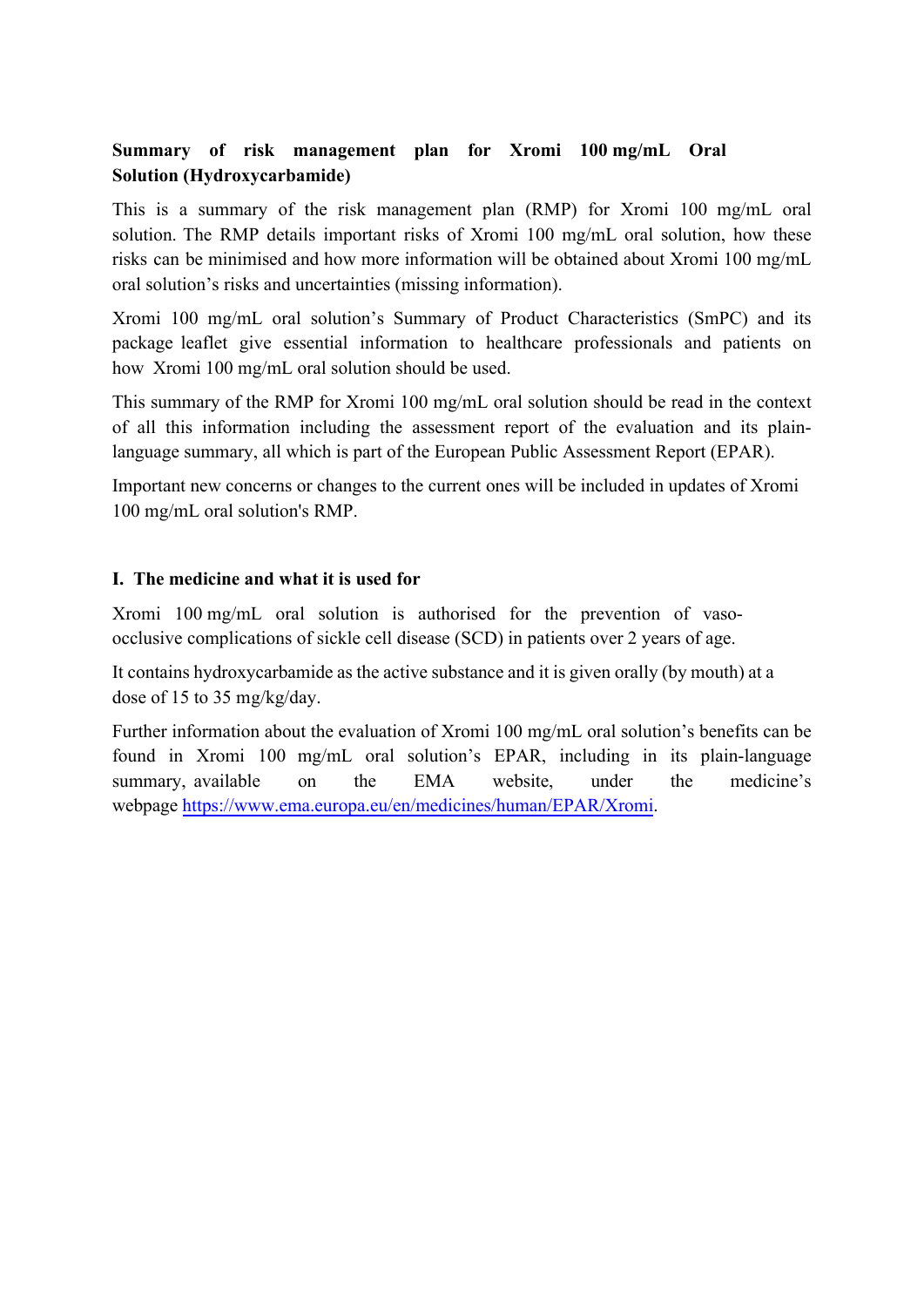# Summary of risk management plan for Xromi 100 mg/mL Oral Solution (Hydroxycarbamide)

This is a summary of the risk management plan (RMP) for Xromi 100 mg/mL oral solution. The RMP details important risks of Xromi 100 mg/mL oral solution, how these risks can be minimised and how more information will be obtained about Xromi 100 mg/mL oral solution's risks and uncertainties (missing information).

Xromi 100 mg/mL oral solution's Summary of Product Characteristics (SmPC) and its package leaflet give essential information to healthcare professionals and patients on how Xromi 100 mg/mL oral solution should be used.

This summary of the RMP for Xromi 100 mg/mL oral solution should be read in the context of all this information including the assessment report of the evaluation and its plain-language summary, all which is part of the European Public Assessment Report (EPAR).

Important new concerns or changes to the current ones will be included in updates of Xromi 100 mg/mL oral solution's RMP.

## I. The medicine and what it is used for

Xromi 100 mg/mL oral solution is authorised for the prevention of vaso-occlusive complications of sickle cell disease (SCD) in patients over 2 years of age.

It contains hydroxycarbamide as the active substance and it is given orally (by mouth) at a dose of 15 to 35 mg/kg/day.

Further information about the evaluation of Xromi 100 mg/mL oral solution's benefits can be found in Xromi 100 mg/mL oral solution's EPAR, including in its plain-language summary, available on the EMA website, under the medicine's webpage [https://www.ema.europa.eu/en/medicines/human/EPAR/Xromi](https://www.ema.europa.eu/en/medicines/human/EPAR/Xromi).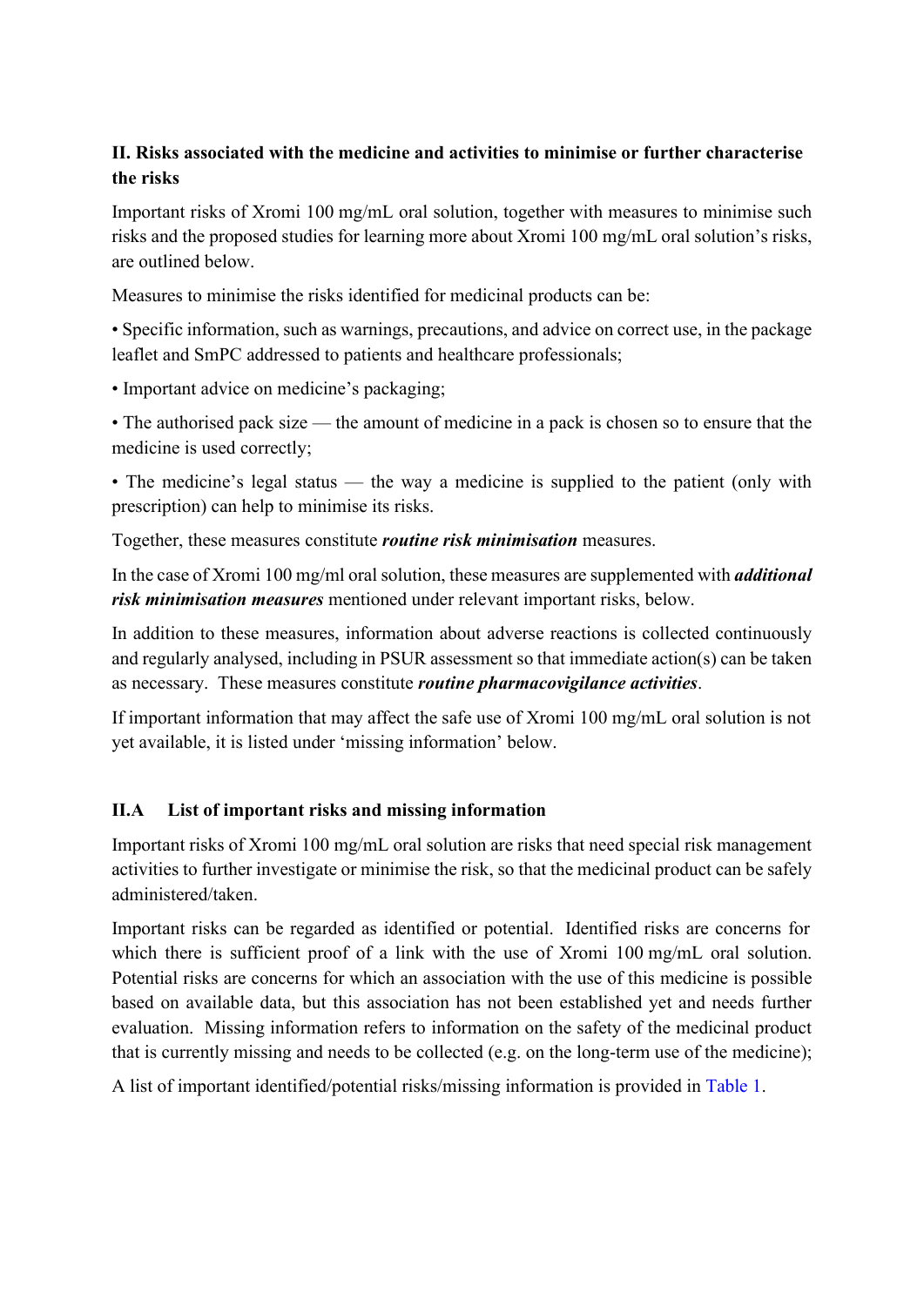## II. Risks associated with the medicine and activities to minimise or further characterise the risks

Important risks of Xromi 100 mg/mL oral solution, together with measures to minimise such risks and the proposed studies for learning more about Xromi 100 mg/mL oral solution's risks, are outlined below.

Measures to minimise the risks identified for medicinal products can be:

- Specific information, such as warnings, precautions, and advice on correct use, in the package leaflet and SmPC addressed to patients and healthcare professionals;
- Important advice on medicine's packaging;
- The authorised pack size — the amount of medicine in a pack is chosen so to ensure that the medicine is used correctly;
- The medicine's legal status — the way a medicine is supplied to the patient (only with prescription) can help to minimise its risks.

Together, these measures constitute ***routine risk minimisation*** measures.

In the case of Xromi 100 mg/ml oral solution, these measures are supplemented with ***additional risk minimisation measures*** mentioned under relevant important risks, below.

In addition to these measures, information about adverse reactions is collected continuously and regularly analysed, including in PSUR assessment so that immediate action(s) can be taken as necessary. These measures constitute ***routine pharmacovigilance activities***.

If important information that may affect the safe use of Xromi 100 mg/mL oral solution is not yet available, it is listed under 'missing information' below.

### II.A List of important risks and missing information

Important risks of Xromi 100 mg/mL oral solution are risks that need special risk management activities to further investigate or minimise the risk, so that the medicinal product can be safely administered/taken.

Important risks can be regarded as identified or potential. Identified risks are concerns for which there is sufficient proof of a link with the use of Xromi 100 mg/mL oral solution. Potential risks are concerns for which an association with the use of this medicine is possible based on available data, but this association has not been established yet and needs further evaluation. Missing information refers to information on the safety of the medicinal product that is currently missing and needs to be collected (e.g. on the long-term use of the medicine);

A list of important identified/potential risks/missing information is provided in Table 1.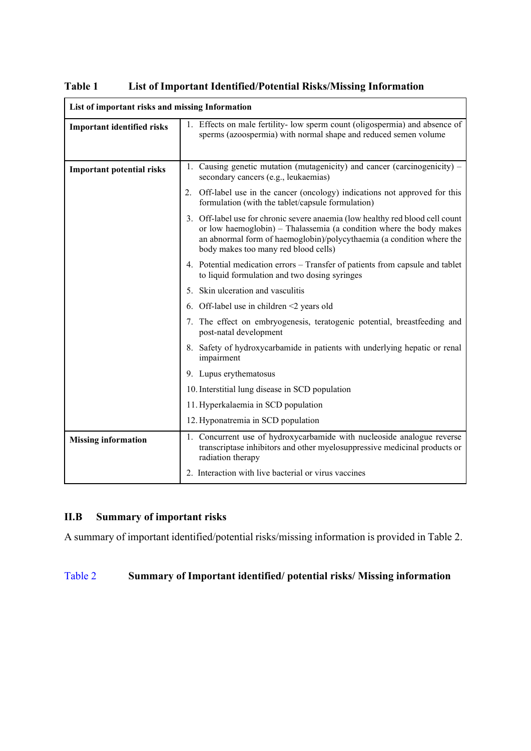**Table 1 List of Important Identified/Potential Risks/Missing Information**

| List of important risks and missing Information | |
|---|---|
| **Important identified risks** | 1. Effects on male fertility- low sperm count (oligospermia) and absence of sperms (azoospermia) with normal shape and reduced semen volume |
| **Important potential risks** | 1. Causing genetic mutation (mutagenicity) and cancer (carcinogenicity) – secondary cancers (e.g., leukaemias) |
| | 2. Off-label use in the cancer (oncology) indications not approved for this formulation (with the tablet/capsule formulation) |
| | 3. Off-label use for chronic severe anaemia (low healthy red blood cell count or low haemoglobin) – Thalassemia (a condition where the body makes an abnormal form of haemoglobin)/polycythaemia (a condition where the body makes too many red blood cells) |
| | 4. Potential medication errors – Transfer of patients from capsule and tablet to liquid formulation and two dosing syringes |
| | 5. Skin ulceration and vasculitis |
| | 6. Off-label use in children <2 years old |
| | 7. The effect on embryogenesis, teratogenic potential, breastfeeding and post-natal development |
| | 8. Safety of hydroxycarbamide in patients with underlying hepatic or renal impairment |
| | 9. Lupus erythematosus |
| | 10. Interstitial lung disease in SCD population |
| | 11. Hyperkalaemia in SCD population |
| | 12. Hyponatremia in SCD population |
| **Missing information** | 1. Concurrent use of hydroxycarbamide with nucleoside analogue reverse transcriptase inhibitors and other myelosuppressive medicinal products or radiation therapy |
| | 2. Interaction with live bacterial or virus vaccines |

## II.B Summary of important risks

A summary of important identified/potential risks/missing information is provided in Table 2.

**Table 2 Summary of Important identified/ potential risks/ Missing information**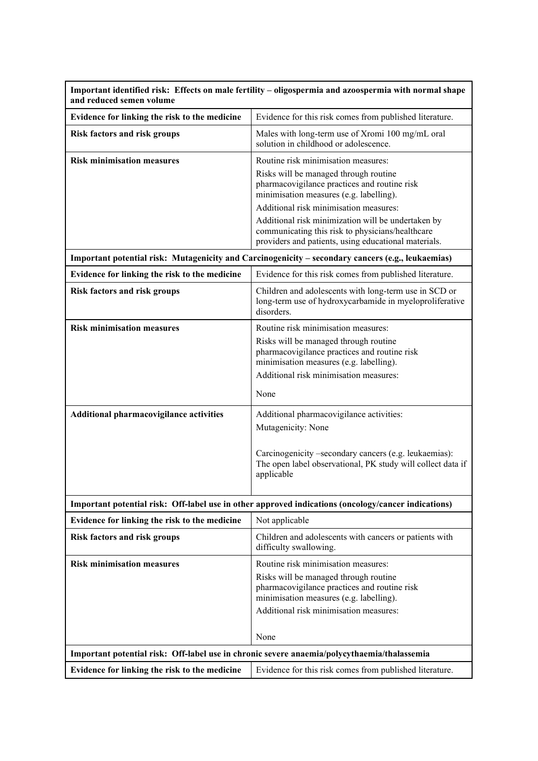| Important identified risk: Effects on male fertility – oligospermia and azoospermia with normal shape and reduced semen volume | |
|---|---|
| **Evidence for linking the risk to the medicine** | Evidence for this risk comes from published literature. |
| **Risk factors and risk groups** | Males with long-term use of Xromi 100 mg/mL oral solution in childhood or adolescence. |
| **Risk minimisation measures** | Routine risk minimisation measures:<br>Risks will be managed through routine pharmacovigilance practices and routine risk minimisation measures (e.g. labelling).<br>Additional risk minimisation measures:<br>Additional risk minimization will be undertaken by communicating this risk to physicians/healthcare providers and patients, using educational materials. |
| **Important potential risk: Mutagenicity and Carcinogenicity – secondary cancers (e.g., leukaemias)** | |
| **Evidence for linking the risk to the medicine** | Evidence for this risk comes from published literature. |
| **Risk factors and risk groups** | Children and adolescents with long-term use in SCD or long-term use of hydroxycarbamide in myeloproliferative disorders. |
| **Risk minimisation measures** | Routine risk minimisation measures:<br>Risks will be managed through routine pharmacovigilance practices and routine risk minimisation measures (e.g. labelling).<br>Additional risk minimisation measures:<br>None |
| **Additional pharmacovigilance activities** | Additional pharmacovigilance activities:<br>Mutagenicity: None<br><br>Carcinogenicity –secondary cancers (e.g. leukaemias): The open label observational, PK study will collect data if applicable |
| **Important potential risk: Off-label use in other approved indications (oncology/cancer indications)** | |
| **Evidence for linking the risk to the medicine** | Not applicable |
| **Risk factors and risk groups** | Children and adolescents with cancers or patients with difficulty swallowing. |
| **Risk minimisation measures** | Routine risk minimisation measures:<br>Risks will be managed through routine pharmacovigilance practices and routine risk minimisation measures (e.g. labelling).<br>Additional risk minimisation measures:<br><br>None |
| **Important potential risk: Off-label use in chronic severe anaemia/polycythaemia/thalassemia** | |
| **Evidence for linking the risk to the medicine** | Evidence for this risk comes from published literature. |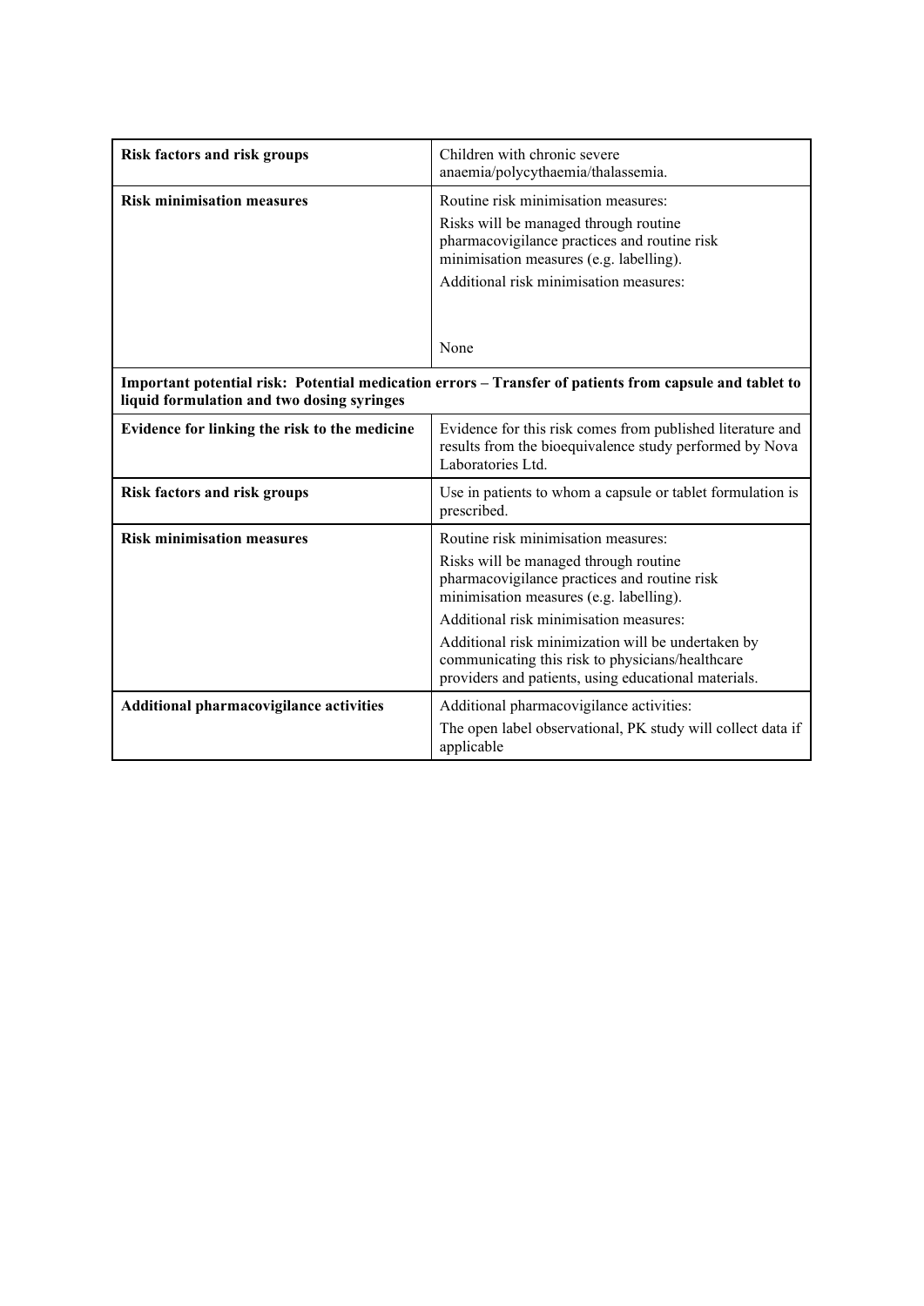| | |
|---|---|
| **Risk factors and risk groups** | Children with chronic severe anaemia/polycythaemia/thalassemia. |
| **Risk minimisation measures** | Routine risk minimisation measures:<br>Risks will be managed through routine pharmacovigilance practices and routine risk minimisation measures (e.g. labelling).<br>Additional risk minimisation measures:<br>None |

**Important potential risk: Potential medication errors – Transfer of patients from capsule and tablet to liquid formulation and two dosing syringes**

| | |
|---|---|
| **Evidence for linking the risk to the medicine** | Evidence for this risk comes from published literature and results from the bioequivalence study performed by Nova Laboratories Ltd. |
| **Risk factors and risk groups** | Use in patients to whom a capsule or tablet formulation is prescribed. |
| **Risk minimisation measures** | Routine risk minimisation measures:<br>Risks will be managed through routine pharmacovigilance practices and routine risk minimisation measures (e.g. labelling).<br>Additional risk minimisation measures:<br>Additional risk minimization will be undertaken by communicating this risk to physicians/healthcare providers and patients, using educational materials. |
| **Additional pharmacovigilance activities** | Additional pharmacovigilance activities:<br>The open label observational, PK study will collect data if applicable |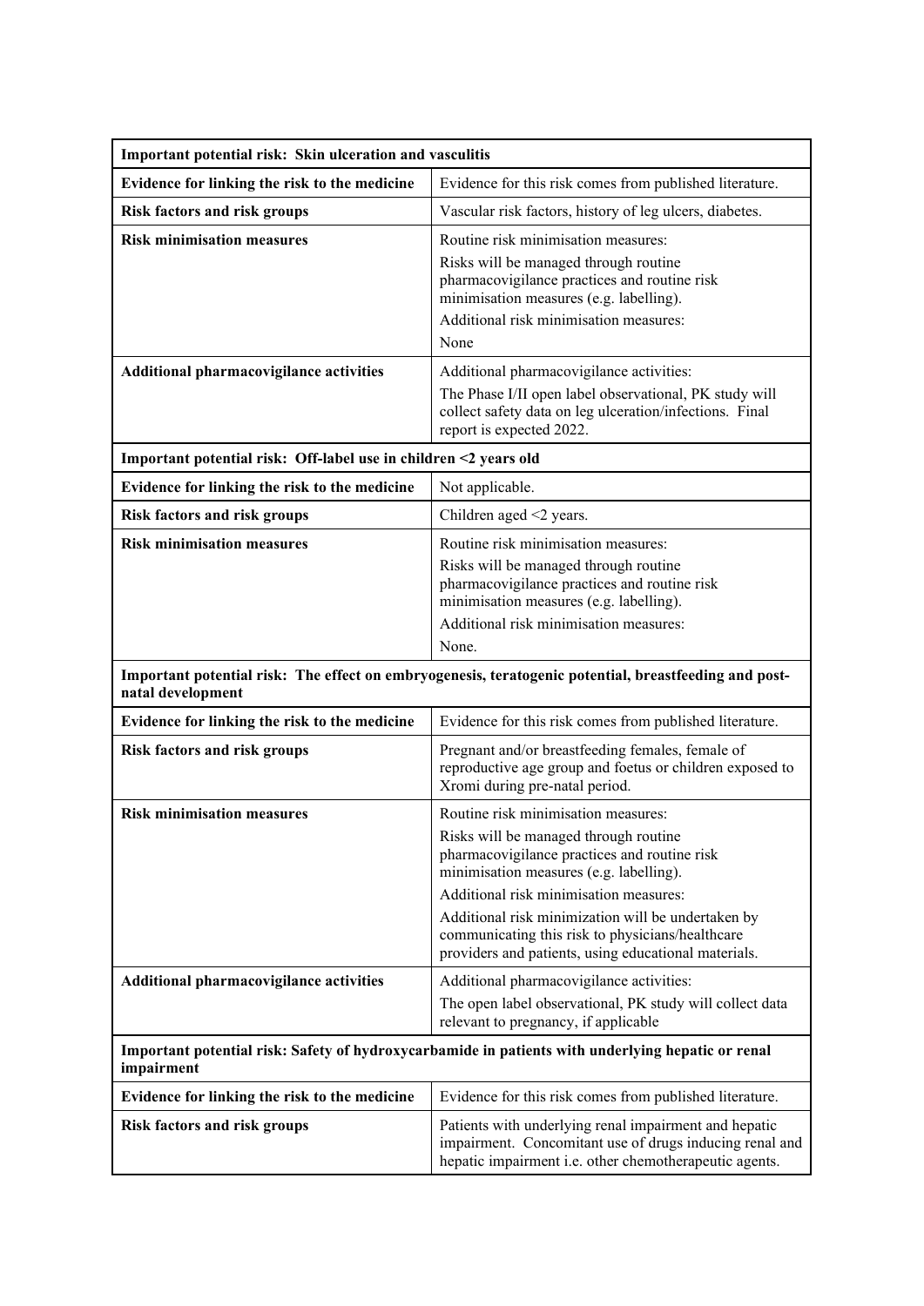| Important potential risk: Skin ulceration and vasculitis | |
|---|---|
| **Evidence for linking the risk to the medicine** | Evidence for this risk comes from published literature. |
| **Risk factors and risk groups** | Vascular risk factors, history of leg ulcers, diabetes. |
| **Risk minimisation measures** | Routine risk minimisation measures:<br>Risks will be managed through routine pharmacovigilance practices and routine risk minimisation measures (e.g. labelling).<br>Additional risk minimisation measures:<br>None |
| **Additional pharmacovigilance activities** | Additional pharmacovigilance activities:<br>The Phase I/II open label observational, PK study will collect safety data on leg ulceration/infections. Final report is expected 2022. |
| **Important potential risk: Off-label use in children <2 years old** | |
| **Evidence for linking the risk to the medicine** | Not applicable. |
| **Risk factors and risk groups** | Children aged <2 years. |
| **Risk minimisation measures** | Routine risk minimisation measures:<br>Risks will be managed through routine pharmacovigilance practices and routine risk minimisation measures (e.g. labelling).<br>Additional risk minimisation measures:<br>None. |
| **Important potential risk: The effect on embryogenesis, teratogenic potential, breastfeeding and post-natal development** | |
| **Evidence for linking the risk to the medicine** | Evidence for this risk comes from published literature. |
| **Risk factors and risk groups** | Pregnant and/or breastfeeding females, female of reproductive age group and foetus or children exposed to Xromi during pre-natal period. |
| **Risk minimisation measures** | Routine risk minimisation measures:<br>Risks will be managed through routine pharmacovigilance practices and routine risk minimisation measures (e.g. labelling).<br>Additional risk minimisation measures:<br>Additional risk minimization will be undertaken by communicating this risk to physicians/healthcare providers and patients, using educational materials. |
| **Additional pharmacovigilance activities** | Additional pharmacovigilance activities:<br>The open label observational, PK study will collect data relevant to pregnancy, if applicable |
| **Important potential risk: Safety of hydroxycarbamide in patients with underlying hepatic or renal impairment** | |
| **Evidence for linking the risk to the medicine** | Evidence for this risk comes from published literature. |
| **Risk factors and risk groups** | Patients with underlying renal impairment and hepatic impairment. Concomitant use of drugs inducing renal and hepatic impairment i.e. other chemotherapeutic agents. |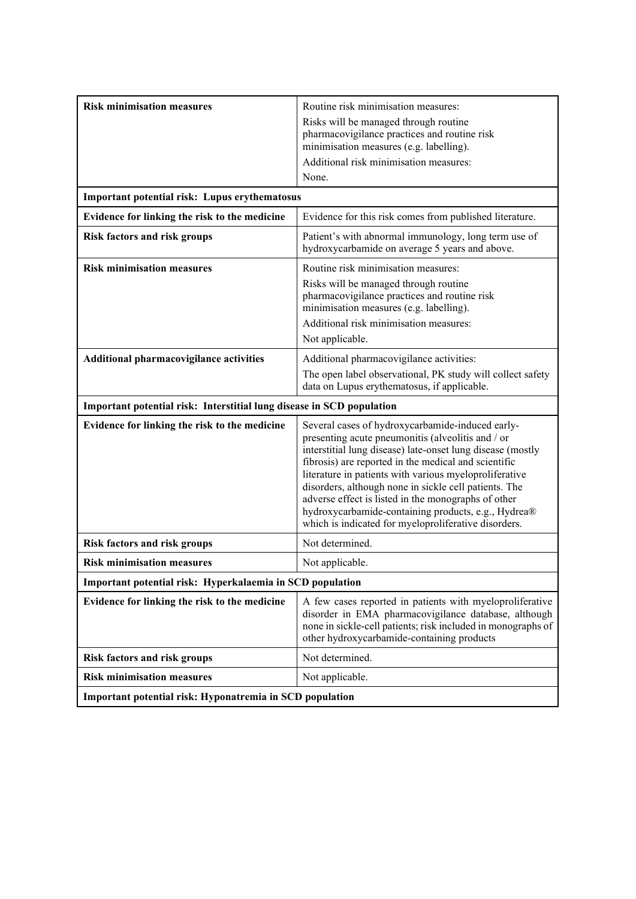| | |
|---|---|
| **Risk minimisation measures** | Routine risk minimisation measures:<br>Risks will be managed through routine pharmacovigilance practices and routine risk minimisation measures (e.g. labelling).<br>Additional risk minimisation measures:<br>None. |
| **Important potential risk: Lupus erythematosus** | |
| **Evidence for linking the risk to the medicine** | Evidence for this risk comes from published literature. |
| **Risk factors and risk groups** | Patient's with abnormal immunology, long term use of hydroxycarbamide on average 5 years and above. |
| **Risk minimisation measures** | Routine risk minimisation measures:<br>Risks will be managed through routine pharmacovigilance practices and routine risk minimisation measures (e.g. labelling).<br>Additional risk minimisation measures:<br>Not applicable. |
| **Additional pharmacovigilance activities** | Additional pharmacovigilance activities:<br>The open label observational, PK study will collect safety data on Lupus erythematosus, if applicable. |
| **Important potential risk: Interstitial lung disease in SCD population** | |
| **Evidence for linking the risk to the medicine** | Several cases of hydroxycarbamide-induced early-presenting acute pneumonitis (alveolitis and / or interstitial lung disease) late-onset lung disease (mostly fibrosis) are reported in the medical and scientific literature in patients with various myeloproliferative disorders, although none in sickle cell patients. The adverse effect is listed in the monographs of other hydroxycarbamide-containing products, e.g., Hydrea® which is indicated for myeloproliferative disorders. |
| **Risk factors and risk groups** | Not determined. |
| **Risk minimisation measures** | Not applicable. |
| **Important potential risk: Hyperkalaemia in SCD population** | |
| **Evidence for linking the risk to the medicine** | A few cases reported in patients with myeloproliferative disorder in EMA pharmacovigilance database, although none in sickle-cell patients; risk included in monographs of other hydroxycarbamide-containing products |
| **Risk factors and risk groups** | Not determined. |
| **Risk minimisation measures** | Not applicable. |
| **Important potential risk: Hyponatremia in SCD population** | |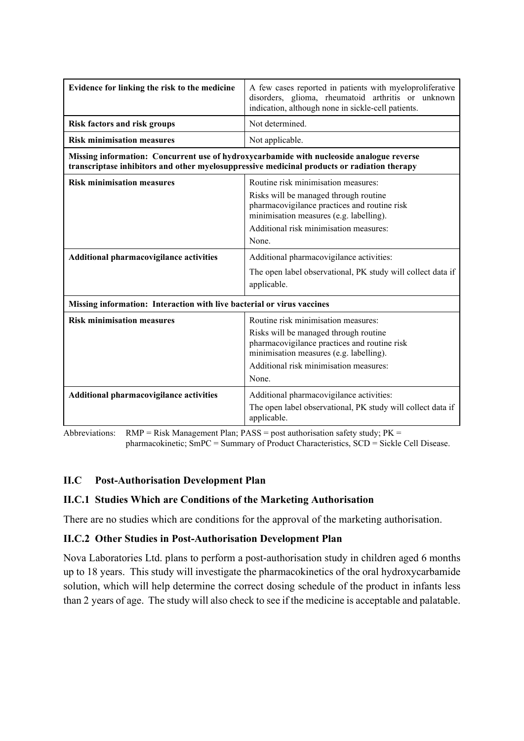| | |
|---|---|
| **Evidence for linking the risk to the medicine** | A few cases reported in patients with myeloproliferative disorders, glioma, rheumatoid arthritis or unknown indication, although none in sickle-cell patients. |
| **Risk factors and risk groups** | Not determined. |
| **Risk minimisation measures** | Not applicable. |
| **Missing information: Concurrent use of hydroxycarbamide with nucleoside analogue reverse transcriptase inhibitors and other myelosuppressive medicinal products or radiation therapy** | |
| **Risk minimisation measures** | Routine risk minimisation measures:<br>Risks will be managed through routine pharmacovigilance practices and routine risk minimisation measures (e.g. labelling).<br>Additional risk minimisation measures:<br>None. |
| **Additional pharmacovigilance activities** | Additional pharmacovigilance activities:<br>The open label observational, PK study will collect data if applicable. |
| **Missing information: Interaction with live bacterial or virus vaccines** | |
| **Risk minimisation measures** | Routine risk minimisation measures:<br>Risks will be managed through routine pharmacovigilance practices and routine risk minimisation measures (e.g. labelling).<br>Additional risk minimisation measures:<br>None. |
| **Additional pharmacovigilance activities** | Additional pharmacovigilance activities:<br>The open label observational, PK study will collect data if applicable. |

Abbreviations: RMP = Risk Management Plan; PASS = post authorisation safety study; PK = pharmacokinetic; SmPC = Summary of Product Characteristics, SCD = Sickle Cell Disease.

## II.C Post-Authorisation Development Plan

### II.C.1 Studies Which are Conditions of the Marketing Authorisation

There are no studies which are conditions for the approval of the marketing authorisation.

### II.C.2 Other Studies in Post-Authorisation Development Plan

Nova Laboratories Ltd. plans to perform a post-authorisation study in children aged 6 months up to 18 years. This study will investigate the pharmacokinetics of the oral hydroxycarbamide solution, which will help determine the correct dosing schedule of the product in infants less than 2 years of age. The study will also check to see if the medicine is acceptable and palatable.